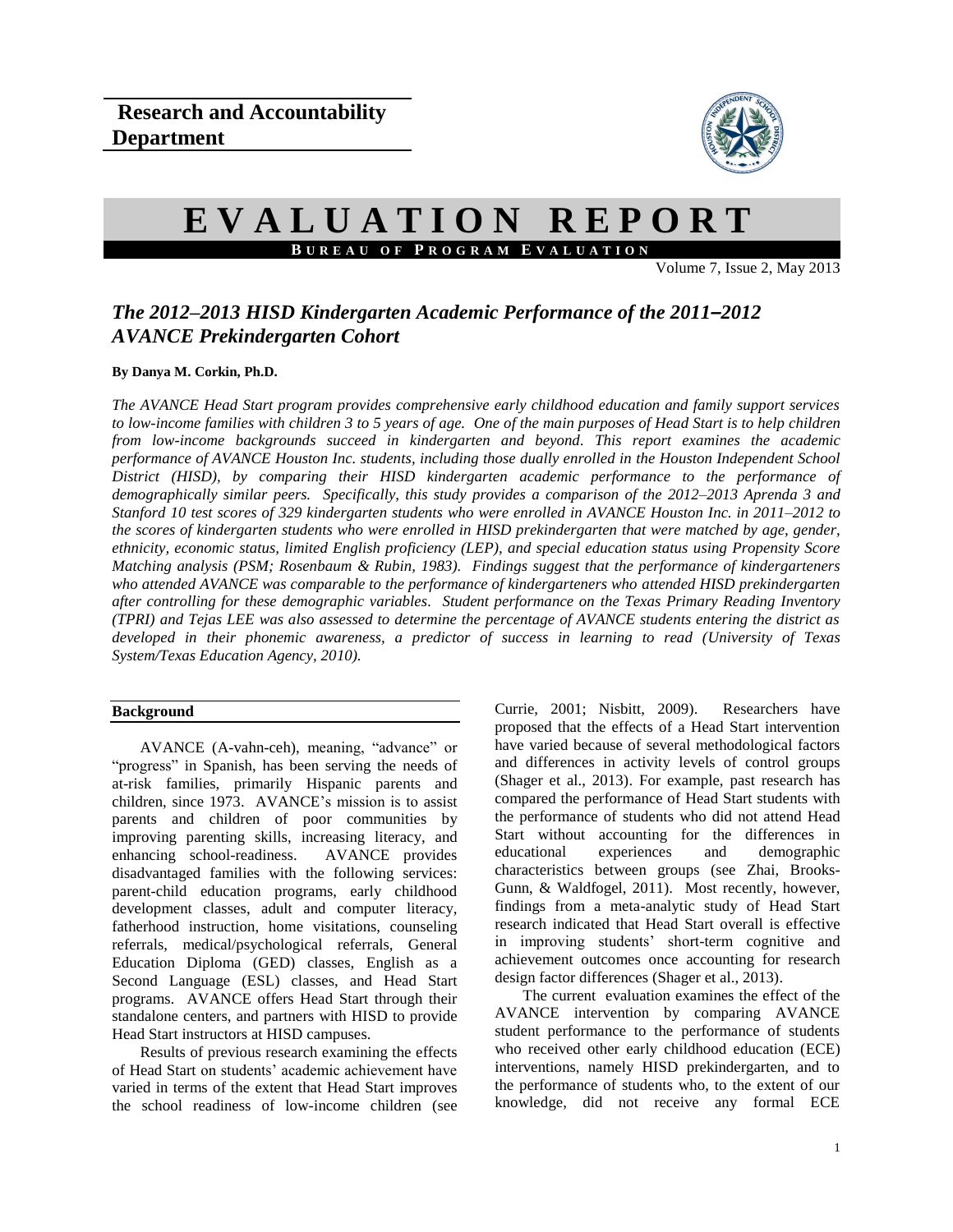**Research and Accountability Department**

# EVALUATION REPORT

**BUREAU OF PROGRAM EVALUATION**

Volume 7, Issue 2, May 2013

## *The 2012–2013 HISD Kindergarten Academic Performance of the 2011–2012 AVANCE Prekindergarten Cohort*

**By Danya M. Corkin, Ph.D.**

*The AVANCE Head Start program provides comprehensive early childhood education and family support services to low-income families with children 3 to 5 years of age. One of the main purposes of Head Start is to help children from low-income backgrounds succeed in kindergarten and beyond. This report examines the academic performance of AVANCE Houston Inc. students, including those dually enrolled in the Houston Independent School District (HISD), by comparing their HISD kindergarten academic performance to the performance of demographically similar peers. Specifically, this study provides a comparison of the 2012–2013 Aprenda 3 and Stanford 10 test scores of 329 kindergarten students who were enrolled in AVANCE Houston Inc. in 2011–2012 to the scores of kindergarten students who were enrolled in HISD prekindergarten that were matched by age, gender, ethnicity, economic status, limited English proficiency (LEP), and special education status using Propensity Score Matching analysis (PSM; Rosenbaum & Rubin, 1983). Findings suggest that the performance of kindergarteners who attended AVANCE was comparable to the performance of kindergarteners who attended HISD prekindergarten after controlling for these demographic variables. Student performance on the Texas Primary Reading Inventory (TPRI) and Tejas LEE was also assessed to determine the percentage of AVANCE students entering the district as developed in their phonemic awareness, a predictor of success in learning to read (University of Texas System/Texas Education Agency, 2010).*

### Background

AVANCE (A-vahn-ceh), meaning, "advance" or "progress" in Spanish, has been serving the needs of at-risk families, primarily Hispanic parents and children, since 1973. AVANCE's mission is to assist parents and children of poor communities by improving parenting skills, increasing literacy, and enhancing school-readiness. AVANCE provides disadvantaged families with the following services: parent-child education programs, early childhood development classes, adult and computer literacy, fatherhood instruction, home visitations, counseling referrals, medical/psychological referrals, General Education Diploma (GED) classes, English as a Second Language (ESL) classes, and Head Start programs. AVANCE offers Head Start through their standalone centers, and partners with HISD to provide Head Start instructors at HISD campuses.

Results of previous research examining the effects of Head Start on students' academic achievement have varied in terms of the extent that Head Start improves the school readiness of low-income children (see Currie, 2001; Nisbitt, 2009). Researchers have proposed that the effects of a Head Start intervention have varied because of several methodological factors and differences in activity levels of control groups (Shager et al., 2013). For example, past research has compared the performance of Head Start students with the performance of students who did not attend Head Start without accounting for the differences in educational experiences and demographic characteristics between groups (see Zhai, Brooks-Gunn, & Waldfogel, 2011). Most recently, however, findings from a meta-analytic study of Head Start research indicated that Head Start overall is effective in improving students' short-term cognitive and achievement outcomes once accounting for research design factor differences (Shager et al., 2013).

The current evaluation examines the effect of the AVANCE intervention by comparing AVANCE student performance to the performance of students who received other early childhood education (ECE) interventions, namely HISD prekindergarten, and to the performance of students who, to the extent of our knowledge, did not receive any formal ECE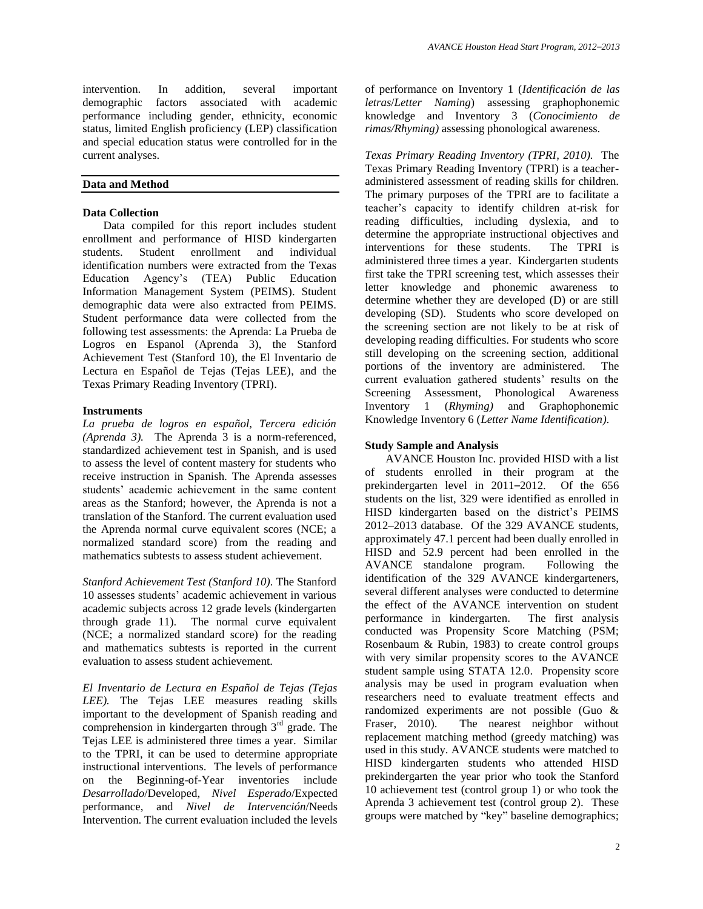intervention. In addition, several important demographic factors associated with academic performance including gender, ethnicity, economic status, limited English proficiency (LEP) classification and special education status were controlled for in the current analyses.

## Data and Method

### Data Collection

Data compiled for this report includes student enrollment and performance of HISD kindergarten students. Student enrollment and individual identification numbers were extracted from the Texas Education Agency's (TEA) Public Education Information Management System (PEIMS). Student demographic data were also extracted from PEIMS. Student performance data were collected from the following test assessments: the Aprenda: La Prueba de Logros en Espanol (Aprenda 3), the Stanford Achievement Test (Stanford 10), the El Inventario de Lectura en Español de Tejas (Tejas LEE), and the Texas Primary Reading Inventory (TPRI).

### Instruments

*La prueba de logros en español, Tercera edición (Aprenda 3).* The Aprenda 3 is a norm-referenced, standardized achievement test in Spanish, and is used to assess the level of content mastery for students who receive instruction in Spanish. The Aprenda assesses students' academic achievement in the same content areas as the Stanford; however, the Aprenda is not a translation of the Stanford. The current evaluation used the Aprenda normal curve equivalent scores (NCE; a normalized standard score) from the reading and mathematics subtests to assess student achievement.

*Stanford Achievement Test (Stanford 10).* The Stanford 10 assesses students' academic achievement in various academic subjects across 12 grade levels (kindergarten through grade 11). The normal curve equivalent (NCE; a normalized standard score) for the reading and mathematics subtests is reported in the current evaluation to assess student achievement.

*El Inventario de Lectura en Español de Tejas (Tejas LEE).* The Tejas LEE measures reading skills important to the development of Spanish reading and comprehension in kindergarten through 3rd grade. The Tejas LEE is administered three times a year. Similar to the TPRI, it can be used to determine appropriate instructional interventions. The levels of performance on the Beginning-of-Year inventories include *Desarrollado*/Developed, *Nivel Esperado*/Expected performance, and *Nivel de Intervención*/Needs Intervention. The current evaluation included the levels of performance on Inventory 1 (*Identificación de las letras*/*Letter Naming*) assessing graphophonemic knowledge and Inventory 3 (*Conocimiento de rimas/Rhyming)* assessing phonological awareness.

*Texas Primary Reading Inventory (TPRI, 2010).* The Texas Primary Reading Inventory (TPRI) is a teacher-administered assessment of reading skills for children. The primary purposes of the TPRI are to facilitate a teacher's capacity to identify children at-risk for reading difficulties, including dyslexia, and to determine the appropriate instructional objectives and interventions for these students. The TPRI is administered three times a year. Kindergarten students first take the TPRI screening test, which assesses their letter knowledge and phonemic awareness to determine whether they are developed (D) or are still developing (SD). Students who score developed on the screening section are not likely to be at risk of developing reading difficulties. For students who score still developing on the screening section, additional portions of the inventory are administered. The current evaluation gathered students' results on the Screening Assessment, Phonological Awareness Inventory 1 (*Rhyming)* and Graphophonemic Knowledge Inventory 6 (*Letter Name Identification)*.

### Study Sample and Analysis

AVANCE Houston Inc. provided HISD with a list of students enrolled in their program at the prekindergarten level in 2011–2012. Of the 656 students on the list, 329 were identified as enrolled in HISD kindergarten based on the district's PEIMS 2012–2013 database. Of the 329 AVANCE students, approximately 47.1 percent had been dually enrolled in HISD and 52.9 percent had been enrolled in the AVANCE standalone program. Following the identification of the 329 AVANCE kindergarteners, several different analyses were conducted to determine the effect of the AVANCE intervention on student performance in kindergarten. The first analysis conducted was Propensity Score Matching (PSM; Rosenbaum & Rubin, 1983) to create control groups with very similar propensity scores to the AVANCE student sample using STATA 12.0. Propensity score analysis may be used in program evaluation when researchers need to evaluate treatment effects and randomized experiments are not possible (Guo & Fraser, 2010). The nearest neighbor without replacement matching method (greedy matching) was used in this study. AVANCE students were matched to HISD kindergarten students who attended HISD prekindergarten the year prior who took the Stanford 10 achievement test (control group 1) or who took the Aprenda 3 achievement test (control group 2). These groups were matched by "key" baseline demographics;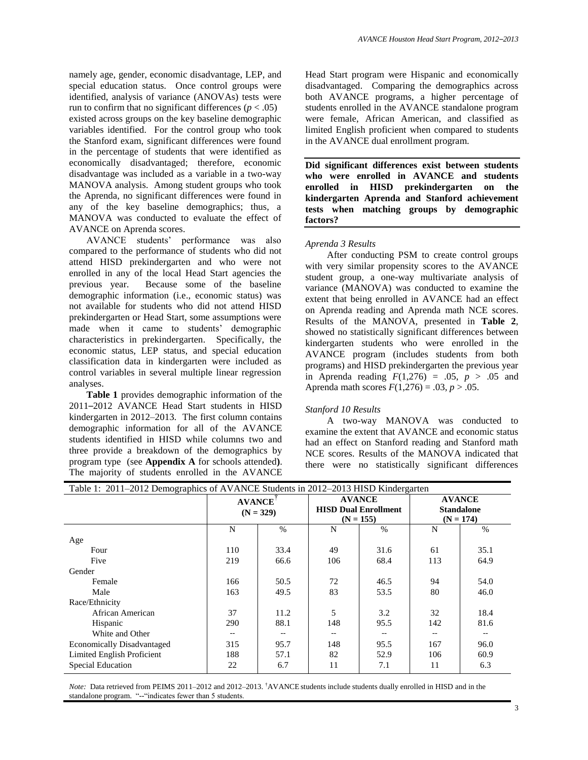namely age, gender, economic disadvantage, LEP, and special education status. Once control groups were identified, analysis of variance (ANOVAs) tests were run to confirm that no significant differences ($p < .05$) existed across groups on the key baseline demographic variables identified. For the control group who took the Stanford exam, significant differences were found in the percentage of students that were identified as economically disadvantaged; therefore, economic disadvantage was included as a variable in a two-way MANOVA analysis. Among student groups who took the Aprenda, no significant differences were found in any of the key baseline demographics; thus, a MANOVA was conducted to evaluate the effect of AVANCE on Aprenda scores.

AVANCE students' performance was also compared to the performance of students who did not attend HISD prekindergarten and who were not enrolled in any of the local Head Start agencies the previous year. Because some of the baseline demographic information (i.e., economic status) was not available for students who did not attend HISD prekindergarten or Head Start, some assumptions were made when it came to students' demographic characteristics in prekindergarten. Specifically, the economic status, LEP status, and special education classification data in kindergarten were included as control variables in several multiple linear regression analyses.

**Table 1** provides demographic information of the 2011–2012 AVANCE Head Start students in HISD kindergarten in 2012–2013. The first column contains demographic information for all of the AVANCE students identified in HISD while columns two and three provide a breakdown of the demographics by program type (see **Appendix A** for schools attended**)**. The majority of students enrolled in the AVANCE Head Start program were Hispanic and economically disadvantaged. Comparing the demographics across both AVANCE programs, a higher percentage of students enrolled in the AVANCE standalone program were female, African American, and classified as limited English proficient when compared to students in the AVANCE dual enrollment program.

**Did significant differences exist between students who were enrolled in AVANCE and students enrolled in HISD prekindergarten on the kindergarten Aprenda and Stanford achievement tests when matching groups by demographic factors?**

*Aprenda 3 Results*

After conducting PSM to create control groups with very similar propensity scores to the AVANCE student group, a one-way multivariate analysis of variance (MANOVA) was conducted to examine the extent that being enrolled in AVANCE had an effect on Aprenda reading and Aprenda math NCE scores. Results of the MANOVA, presented in **Table 2**, showed no statistically significant differences between kindergarten students who were enrolled in the AVANCE program (includes students from both programs) and HISD prekindergarten the previous year in Aprenda reading $F(1,276) = .05$, $p > .05$ and Aprenda math scores $F(1,276) = .03$, $p > .05$.

*Stanford 10 Results*

A two-way MANOVA was conducted to examine the extent that AVANCE and economic status had an effect on Stanford reading and Stanford math NCE scores. Results of the MANOVA indicated that there were no statistically significant differences

Table 1: 2011–2012 Demographics of AVANCE Students in 2012–2013 HISD Kindergarten

| | **AVANCE**[†] **(N = 329)** | | **AVANCE HISD Dual Enrollment (N = 155)** | | **AVANCE Standalone (N = 174)** | |
|---|---|---|---|---|---|---|
| | N | % | N | % | N | % |
| Age | | | | | | |
| Four | 110 | 33.4 | 49 | 31.6 | 61 | 35.1 |
| Five | 219 | 66.6 | 106 | 68.4 | 113 | 64.9 |
| Gender | | | | | | |
| Female | 166 | 50.5 | 72 | 46.5 | 94 | 54.0 |
| Male | 163 | 49.5 | 83 | 53.5 | 80 | 46.0 |
| Race/Ethnicity | | | | | | |
| African American | 37 | 11.2 | 5 | 3.2 | 32 | 18.4 |
| Hispanic | 290 | 88.1 | 148 | 95.5 | 142 | 81.6 |
| White and Other | -- | -- | -- | -- | -- | -- |
| Economically Disadvantaged | 315 | 95.7 | 148 | 95.5 | 167 | 96.0 |
| Limited English Proficient | 188 | 57.1 | 82 | 52.9 | 106 | 60.9 |
| Special Education | 22 | 6.7 | 11 | 7.1 | 11 | 6.3 |

*Note:* Data retrieved from PEIMS 2011–2012 and 2012–2013. [†]AVANCE students include students dually enrolled in HISD and in the standalone program. "--"indicates fewer than 5 students.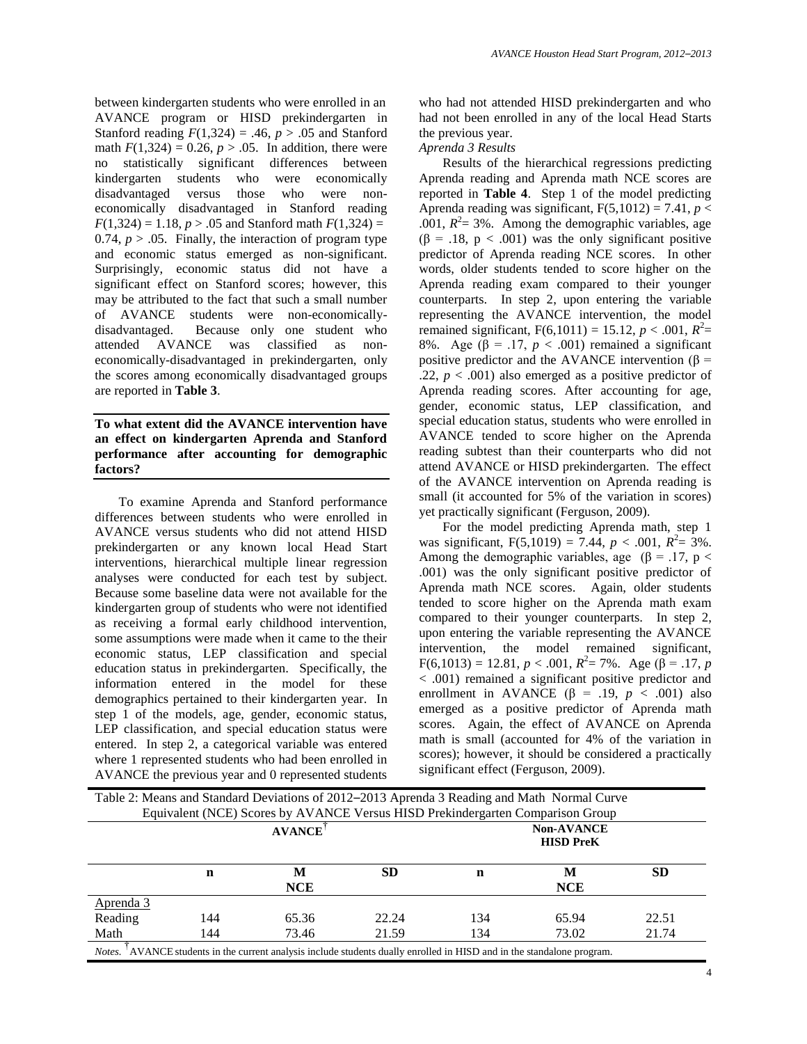between kindergarten students who were enrolled in an AVANCE program or HISD prekindergarten in Stanford reading $F(1,324) = .46$, $p > .05$ and Stanford math $F(1,324) = 0.26$, $p > .05$. In addition, there were no statistically significant differences between kindergarten students who were economically disadvantaged versus those who were non-economically disadvantaged in Stanford reading $F(1,324) = 1.18$, $p > .05$ and Stanford math $F(1,324) = 0.74$, $p > .05$. Finally, the interaction of program type and economic status emerged as non-significant. Surprisingly, economic status did not have a significant effect on Stanford scores; however, this may be attributed to the fact that such a small number of AVANCE students were non-economically-disadvantaged. Because only one student who attended AVANCE was classified as non-economically-disadvantaged in prekindergarten, only the scores among economically disadvantaged groups are reported in **Table 3**.

**To what extent did the AVANCE intervention have an effect on kindergarten Aprenda and Stanford performance after accounting for demographic factors?**

To examine Aprenda and Stanford performance differences between students who were enrolled in AVANCE versus students who did not attend HISD prekindergarten or any known local Head Start interventions, hierarchical multiple linear regression analyses were conducted for each test by subject. Because some baseline data were not available for the kindergarten group of students who were not identified as receiving a formal early childhood intervention, some assumptions were made when it came to the their economic status, LEP classification and special education status in prekindergarten. Specifically, the information entered in the model for these demographics pertained to their kindergarten year. In step 1 of the models, age, gender, economic status, LEP classification, and special education status were entered. In step 2, a categorical variable was entered where 1 represented students who had been enrolled in AVANCE the previous year and 0 represented students who had not attended HISD prekindergarten and who had not been enrolled in any of the local Head Starts the previous year.

*Aprenda 3 Results*

Results of the hierarchical regressions predicting Aprenda reading and Aprenda math NCE scores are reported in **Table 4**. Step 1 of the model predicting Aprenda reading was significant, $F(5,1012) = 7.41$, $p < .001$, $R^2 = 3\%$. Among the demographic variables, age ($\beta = .18$, $p < .001$) was the only significant positive predictor of Aprenda reading NCE scores. In other words, older students tended to score higher on the Aprenda reading exam compared to their younger counterparts. In step 2, upon entering the variable representing the AVANCE intervention, the model remained significant, $F(6,1011) = 15.12$, $p < .001$, $R^2 = 8\%$. Age ($\beta = .17$, $p < .001$) remained a significant positive predictor and the AVANCE intervention ($\beta = .22$, $p < .001$) also emerged as a positive predictor of Aprenda reading scores. After accounting for age, gender, economic status, LEP classification, and special education status, students who were enrolled in AVANCE tended to score higher on the Aprenda reading subtest than their counterparts who did not attend AVANCE or HISD prekindergarten. The effect of the AVANCE intervention on Aprenda reading is small (it accounted for 5% of the variation in scores) yet practically significant (Ferguson, 2009).

For the model predicting Aprenda math, step 1 was significant, $F(5,1019) = 7.44$, $p < .001$, $R^2 = 3\%$. Among the demographic variables, age ($\beta = .17$, $p < .001$) was the only significant positive predictor of Aprenda math NCE scores. Again, older students tended to score higher on the Aprenda math exam compared to their younger counterparts. In step 2, upon entering the variable representing the AVANCE intervention, the model remained significant, $F(6,1013) = 12.81$, $p < .001$, $R^2 = 7\%$. Age ($\beta = .17$, $p < .001$) remained a significant positive predictor and enrollment in AVANCE ($\beta = .19$, $p < .001$) also emerged as a positive predictor of Aprenda math scores. Again, the effect of AVANCE on Aprenda math is small (accounted for 4% of the variation in scores); however, it should be considered a practically significant effect (Ferguson, 2009).

Table 2: Means and Standard Deviations of 2012–2013 Aprenda 3 Reading and Math Normal Curve Equivalent (NCE) Scores by AVANCE Versus HISD Prekindergarten Comparison Group

| | AVANCE† | | | Non-AVANCE HISD PreK | | |
|---|---|---|---|---|---|---|
| | n | M NCE | SD | n | M NCE | SD |
| Aprenda 3 | | | | | | |
| Reading | 144 | 65.36 | 22.24 | 134 | 65.94 | 22.51 |
| Math | 144 | 73.46 | 21.59 | 134 | 73.02 | 21.74 |

*Notes.* † AVANCE students in the current analysis include students dually enrolled in HISD and in the standalone program.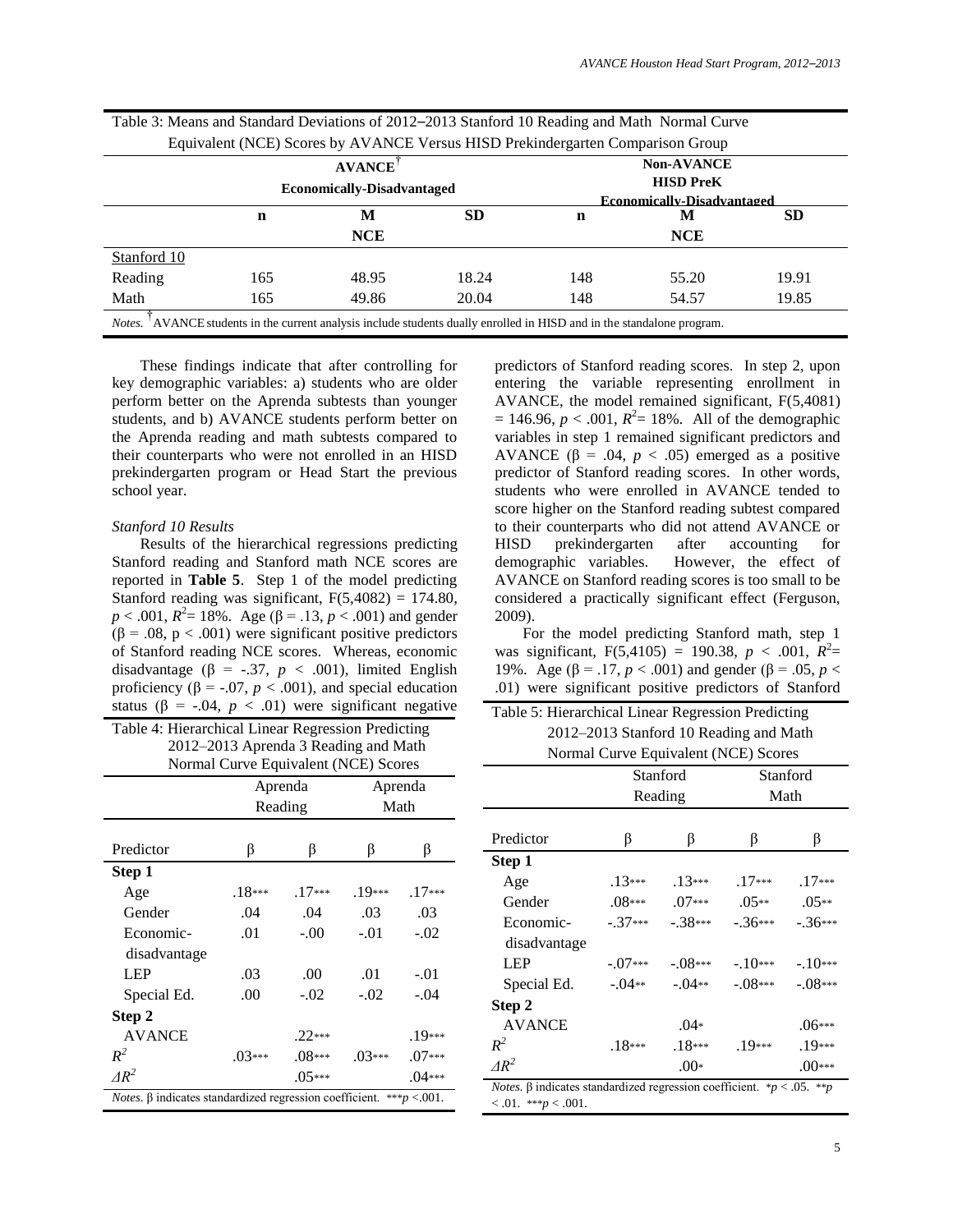Table 3: Means and Standard Deviations of 2012–2013 Stanford 10 Reading and Math Normal Curve Equivalent (NCE) Scores by AVANCE Versus HISD Prekindergarten Comparison Group

| | AVANCE[†] Economically-Disadvantaged | | | Non-AVANCE HISD PreK Economically-Disadvantaged | | |
|---|---|---|---|---|---|---|
| | **n** | **M NCE** | **SD** | **n** | **M NCE** | **SD** |
| Stanford 10 | | | | | | |
| Reading | 165 | 48.95 | 18.24 | 148 | 55.20 | 19.91 |
| Math | 165 | 49.86 | 20.04 | 148 | 54.57 | 19.85 |

*Notes.* [†]AVANCE students in the current analysis include students dually enrolled in HISD and in the standalone program.

These findings indicate that after controlling for key demographic variables: a) students who are older perform better on the Aprenda subtests than younger students, and b) AVANCE students perform better on the Aprenda reading and math subtests compared to their counterparts who were not enrolled in an HISD prekindergarten program or Head Start the previous school year.

*Stanford 10 Results*

Results of the hierarchical regressions predicting Stanford reading and Stanford math NCE scores are reported in **Table 5**. Step 1 of the model predicting Stanford reading was significant, $F(5,4082) = 174.80$, $p < .001$, $R^2 = 18\%$. Age ($\beta = .13$, $p < .001$) and gender ($\beta = .08$, $p < .001$) were significant positive predictors of Stanford reading NCE scores. Whereas, economic disadvantage ($\beta = -.37$, $p < .001$), limited English proficiency ($\beta = -.07$, $p < .001$), and special education status ($\beta = -.04$, $p < .01$) were significant negative predictors of Stanford reading scores. In step 2, upon entering the variable representing enrollment in AVANCE, the model remained significant, $F(5,4081) = 146.96$, $p < .001$, $R^2 = 18\%$. All of the demographic variables in step 1 remained significant predictors and AVANCE ($\beta = .04$, $p < .05$) emerged as a positive predictor of Stanford reading scores. In other words, students who were enrolled in AVANCE tended to score higher on the Stanford reading subtest compared to their counterparts who did not attend AVANCE or HISD prekindergarten after accounting for demographic variables. However, the effect of AVANCE on Stanford reading scores is too small to be considered a practically significant effect (Ferguson, 2009).

For the model predicting Stanford math, step 1 was significant, $F(5,4105) = 190.38$, $p < .001$, $R^2 = 19\%$. Age ($\beta = .17$, $p < .001$) and gender ($\beta = .05$, $p < .01$) were significant positive predictors of Stanford

Table 4: Hierarchical Linear Regression Predicting 2012–2013 Aprenda 3 Reading and Math Normal Curve Equivalent (NCE) Scores

| | Aprenda Reading | | Aprenda Math | |
|---|---|---|---|---|
| Predictor | β | β | β | β |
| **Step 1** | | | | |
| Age | .18*** | .17*** | .19*** | .17*** |
| Gender | .04 | .04 | .03 | .03 |
| Economic-disadvantage | .01 | -.00 | -.01 | -.02 |
| LEP | .03 | .00 | .01 | -.01 |
| Special Ed. | .00 | -.02 | -.02 | -.04 |
| **Step 2** | | | | |
| AVANCE | | .22*** | | .19*** |
| $R^2$ | .03*** | .08*** | .03*** | .07*** |
| $\Delta R^2$ | | .05*** | | .04*** |

*Notes.* β indicates standardized regression coefficient. ***$p < .001$.

Table 5: Hierarchical Linear Regression Predicting 2012–2013 Stanford 10 Reading and Math Normal Curve Equivalent (NCE) Scores

| | Stanford Reading | | Stanford Math | |
|---|---|---|---|---|
| Predictor | β | β | β | β |
| **Step 1** | | | | |
| Age | .13*** | .13*** | .17*** | .17*** |
| Gender | .08*** | .07*** | .05** | .05** |
| Economic-disadvantage | -.37*** | -.38*** | -.36*** | -.36*** |
| LEP | -.07*** | -.08*** | -.10*** | -.10*** |
| Special Ed. | -.04** | -.04** | -.08*** | -.08*** |
| **Step 2** | | | | |
| AVANCE | | .04* | | .06*** |
| $R^2$ | .18*** | .18*** | .19*** | .19*** |
| $\Delta R^2$ | | .00* | | .00*** |

*Notes.* β indicates standardized regression coefficient. *$p < .05$. **$p < .01$. ***$p < .001$.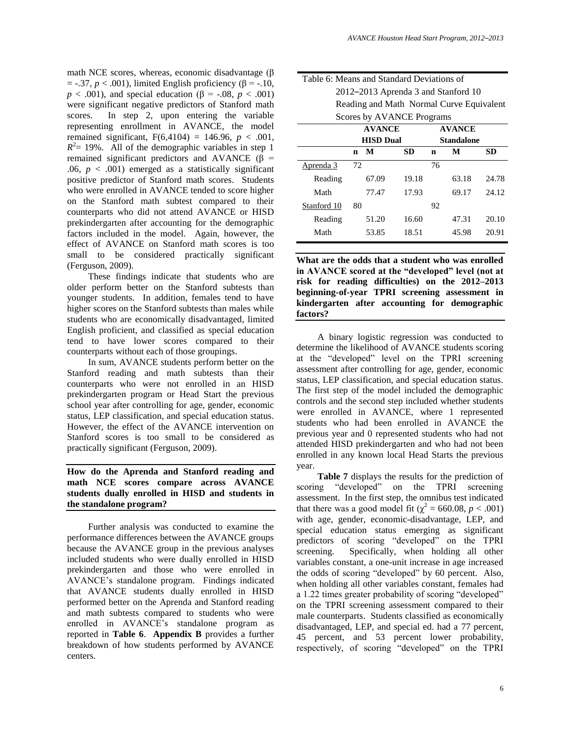math NCE scores, whereas, economic disadvantage ($\beta = -.37$, $p < .001$), limited English proficiency ($\beta = -.10$, $p < .001$), and special education ($\beta = -.08$, $p < .001$) were significant negative predictors of Stanford math scores. In step 2, upon entering the variable representing enrollment in AVANCE, the model remained significant, $F(6,4104) = 146.96$, $p < .001$, $R^2 = 19\%$. All of the demographic variables in step 1 remained significant predictors and AVANCE ($\beta = .06$, $p < .001$) emerged as a statistically significant positive predictor of Stanford math scores. Students who were enrolled in AVANCE tended to score higher on the Stanford math subtest compared to their counterparts who did not attend AVANCE or HISD prekindergarten after accounting for the demographic factors included in the model. Again, however, the effect of AVANCE on Stanford math scores is too small to be considered practically significant (Ferguson, 2009).

These findings indicate that students who are older perform better on the Stanford subtests than younger students. In addition, females tend to have higher scores on the Stanford subtests than males while students who are economically disadvantaged, limited English proficient, and classified as special education tend to have lower scores compared to their counterparts without each of those groupings.

In sum, AVANCE students perform better on the Stanford reading and math subtests than their counterparts who were not enrolled in an HISD prekindergarten program or Head Start the previous school year after controlling for age, gender, economic status, LEP classification, and special education status. However, the effect of the AVANCE intervention on Stanford scores is too small to be considered as practically significant (Ferguson, 2009).

**How do the Aprenda and Stanford reading and math NCE scores compare across AVANCE students dually enrolled in HISD and students in the standalone program?**

Further analysis was conducted to examine the performance differences between the AVANCE groups because the AVANCE group in the previous analyses included students who were dually enrolled in HISD prekindergarten and those who were enrolled in AVANCE's standalone program. Findings indicated that AVANCE students dually enrolled in HISD performed better on the Aprenda and Stanford reading and math subtests compared to students who were enrolled in AVANCE's standalone program as reported in **Table 6**. **Appendix B** provides a further breakdown of how students performed by AVANCE centers.

Table 6: Means and Standard Deviations of 2012–2013 Aprenda 3 and Stanford 10 Reading and Math Normal Curve Equivalent Scores by AVANCE Programs

| | AVANCE HISD Dual | | | AVANCE Standalone | | |
|---|---|---|---|---|---|---|
| | **n** | **M** | **SD** | **n** | **M** | **SD** |
| Aprenda 3 | 72 | | | 76 | | |
| Reading | | 67.09 | 19.18 | | 63.18 | 24.78 |
| Math | | 77.47 | 17.93 | | 69.17 | 24.12 |
| Stanford 10 | 80 | | | 92 | | |
| Reading | | 51.20 | 16.60 | | 47.31 | 20.10 |
| Math | | 53.85 | 18.51 | | 45.98 | 20.91 |

**What are the odds that a student who was enrolled in AVANCE scored at the "developed" level (not at risk for reading difficulties) on the 2012–2013 beginning-of-year TPRI screening assessment in kindergarten after accounting for demographic factors?**

A binary logistic regression was conducted to determine the likelihood of AVANCE students scoring at the "developed" level on the TPRI screening assessment after controlling for age, gender, economic status, LEP classification, and special education status. The first step of the model included the demographic controls and the second step included whether students were enrolled in AVANCE, where 1 represented students who had been enrolled in AVANCE the previous year and 0 represented students who had not attended HISD prekindergarten and who had not been enrolled in any known local Head Starts the previous year.

**Table 7** displays the results for the prediction of scoring "developed" on the TPRI screening assessment. In the first step, the omnibus test indicated that there was a good model fit ($\chi^2 = 660.08$, $p < .001$) with age, gender, economic-disadvantage, LEP, and special education status emerging as significant predictors of scoring "developed" on the TPRI screening. Specifically, when holding all other variables constant, a one-unit increase in age increased the odds of scoring "developed" by 60 percent. Also, when holding all other variables constant, females had a 1.22 times greater probability of scoring "developed" on the TPRI screening assessment compared to their male counterparts. Students classified as economically disadvantaged, LEP, and special ed. had a 77 percent, 45 percent, and 53 percent lower probability, respectively, of scoring "developed" on the TPRI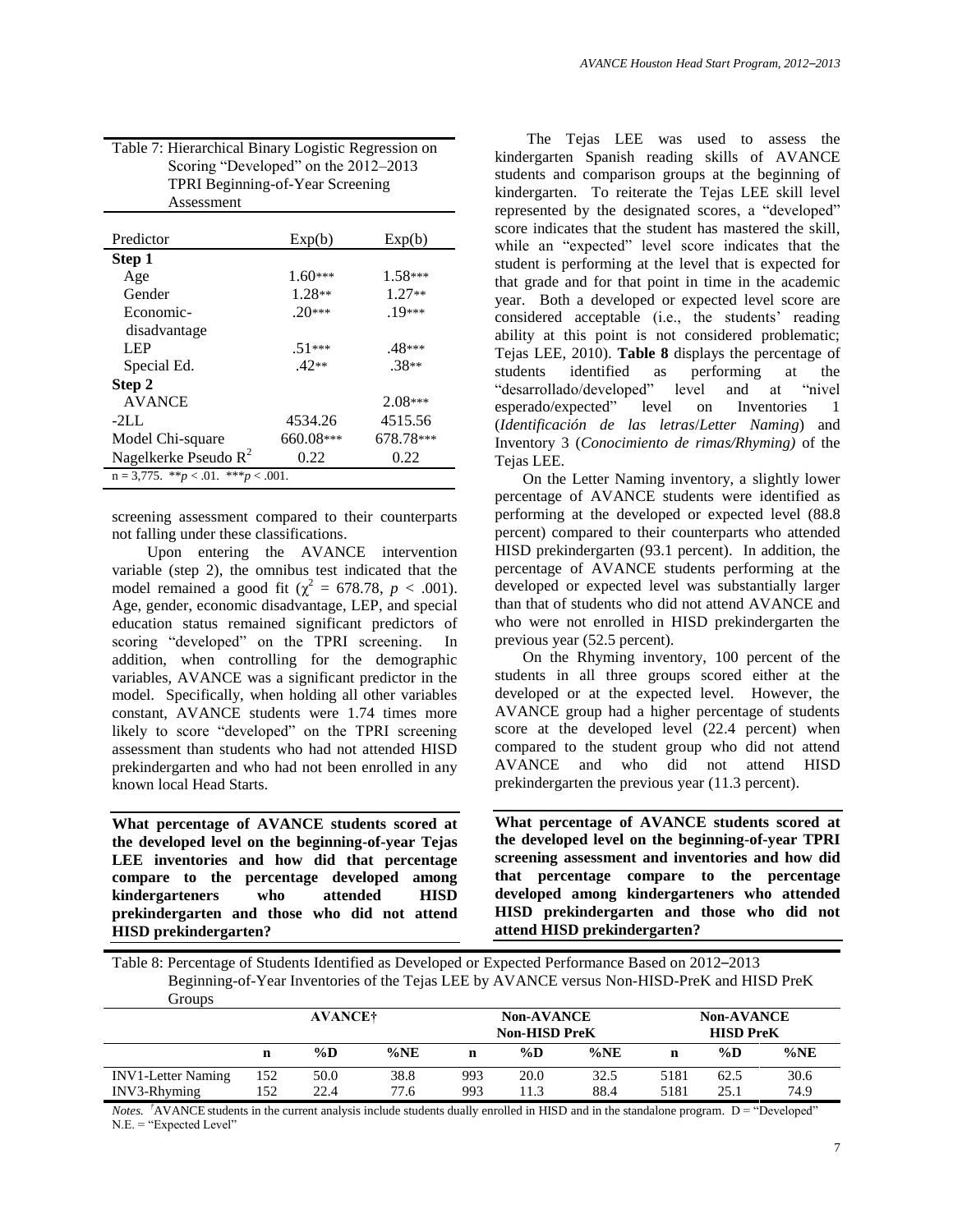Table 7: Hierarchical Binary Logistic Regression on Scoring "Developed" on the 2012–2013 TPRI Beginning-of-Year Screening Assessment

| Predictor | Exp(b) | Exp(b) |
|---|---|---|
| **Step 1** | | |
| Age | 1.60*** | 1.58*** |
| Gender | 1.28** | 1.27** |
| Economic-disadvantage | .20*** | .19*** |
| LEP | .51*** | .48*** |
| Special Ed. | .42** | .38** |
| **Step 2** | | |
| AVANCE | | 2.08*** |
| -2LL | 4534.26 | 4515.56 |
| Model Chi-square | 660.08*** | 678.78*** |
| Nagelkerke Pseudo $R^2$ | 0.22 | 0.22 |

n = 3,775. ** $p < .01$. *** $p < .001$.

screening assessment compared to their counterparts not falling under these classifications.

Upon entering the AVANCE intervention variable (step 2), the omnibus test indicated that the model remained a good fit ($\chi^2$ = 678.78, $p$ < .001). Age, gender, economic disadvantage, LEP, and special education status remained significant predictors of scoring "developed" on the TPRI screening. In addition, when controlling for the demographic variables, AVANCE was a significant predictor in the model. Specifically, when holding all other variables constant, AVANCE students were 1.74 times more likely to score "developed" on the TPRI screening assessment than students who had not attended HISD prekindergarten and who had not been enrolled in any known local Head Starts.

**What percentage of AVANCE students scored at the developed level on the beginning-of-year Tejas LEE inventories and how did that percentage compare to the percentage developed among kindergarteners who attended HISD prekindergarten and those who did not attend HISD prekindergarten?**

The Tejas LEE was used to assess the kindergarten Spanish reading skills of AVANCE students and comparison groups at the beginning of kindergarten. To reiterate the Tejas LEE skill level represented by the designated scores, a "developed" score indicates that the student has mastered the skill, while an "expected" level score indicates that the student is performing at the level that is expected for that grade and for that point in time in the academic year. Both a developed or expected level score are considered acceptable (i.e., the students' reading ability at this point is not considered problematic; Tejas LEE, 2010). **Table 8** displays the percentage of students identified as performing at the "desarrollado/developed" level and at "nivel esperado/expected" level on Inventories 1 (*Identificación de las letras*/*Letter Naming*) and Inventory 3 (*Conocimiento de rimas/Rhyming)* of the Tejas LEE.

On the Letter Naming inventory, a slightly lower percentage of AVANCE students were identified as performing at the developed or expected level (88.8 percent) compared to their counterparts who attended HISD prekindergarten (93.1 percent). In addition, the percentage of AVANCE students performing at the developed or expected level was substantially larger than that of students who did not attend AVANCE and who were not enrolled in HISD prekindergarten the previous year (52.5 percent).

On the Rhyming inventory, 100 percent of the students in all three groups scored either at the developed or at the expected level. However, the AVANCE group had a higher percentage of students score at the developed level (22.4 percent) when compared to the student group who did not attend AVANCE and who did not attend HISD prekindergarten the previous year (11.3 percent).

**What percentage of AVANCE students scored at the developed level on the beginning-of-year TPRI screening assessment and inventories and how did that percentage compare to the percentage developed among kindergarteners who attended HISD prekindergarten and those who did not attend HISD prekindergarten?**

Table 8: Percentage of Students Identified as Developed or Expected Performance Based on 2012–2013 Beginning-of-Year Inventories of the Tejas LEE by AVANCE versus Non-HISD-PreK and HISD PreK Groups

| | AVANCE† | | | Non-AVANCE Non-HISD PreK | | | Non-AVANCE HISD PreK | | |
|---|---|---|---|---|---|---|---|---|---|
| | **n** | **%D** | **%NE** | **n** | **%D** | **%NE** | **n** | **%D** | **%NE** |
| INV1-Letter Naming | 152 | 50.0 | 38.8 | 993 | 20.0 | 32.5 | 5181 | 62.5 | 30.6 |
| INV3-Rhyming | 152 | 22.4 | 77.6 | 993 | 11.3 | 88.4 | 5181 | 25.1 | 74.9 |

*Notes.* †AVANCE students in the current analysis include students dually enrolled in HISD and in the standalone program. D = "Developed" N.E. = "Expected Level"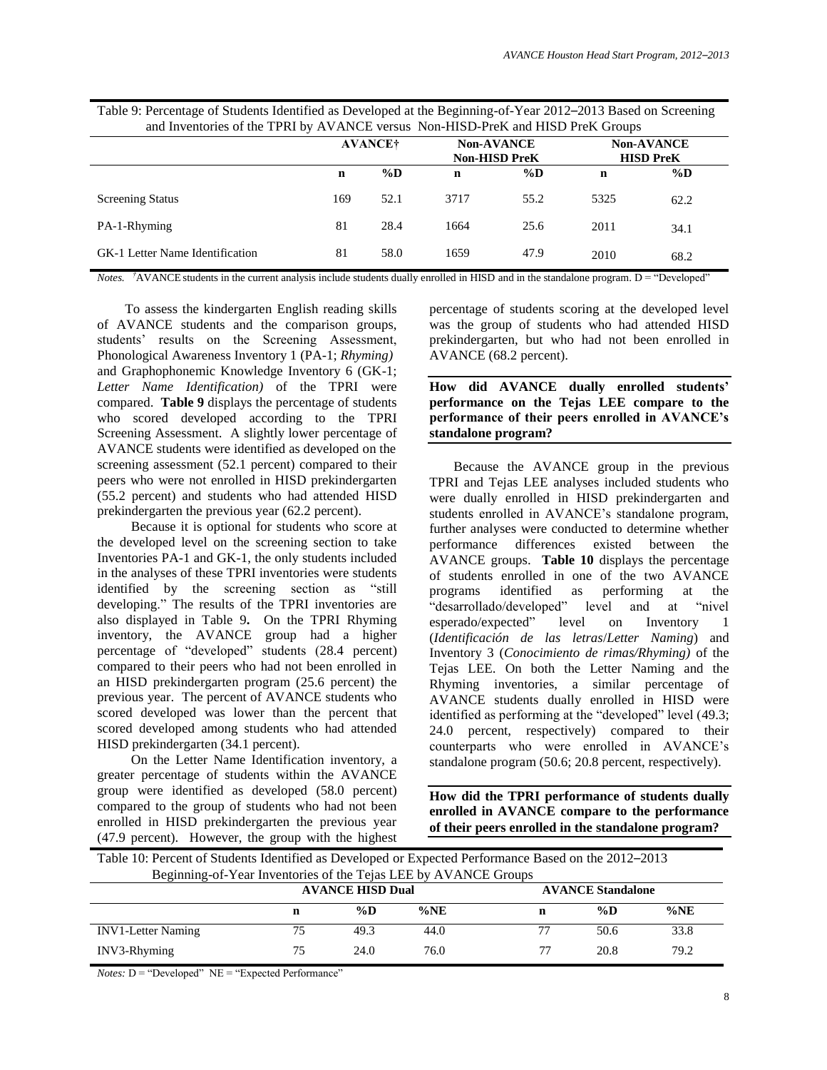Table 9: Percentage of Students Identified as Developed at the Beginning-of-Year 2012–2013 Based on Screening and Inventories of the TPRI by AVANCE versus Non-HISD-PreK and HISD PreK Groups

| | **AVANCE†** | | **Non-AVANCE Non-HISD PreK** | | **Non-AVANCE HISD PreK** | |
|---|---|---|---|---|---|---|
| | **n** | **%D** | **n** | **%D** | **n** | **%D** |
| Screening Status | 169 | 52.1 | 3717 | 55.2 | 5325 | 62.2 |
| PA-1-Rhyming | 81 | 28.4 | 1664 | 25.6 | 2011 | 34.1 |
| GK-1 Letter Name Identification | 81 | 58.0 | 1659 | 47.9 | 2010 | 68.2 |

*Notes.* †AVANCE students in the current analysis include students dually enrolled in HISD and in the standalone program. D = "Developed"

To assess the kindergarten English reading skills of AVANCE students and the comparison groups, students' results on the Screening Assessment, Phonological Awareness Inventory 1 (PA-1; *Rhyming)* and Graphophonemic Knowledge Inventory 6 (GK-1; *Letter Name Identification)* of the TPRI were compared. **Table 9** displays the percentage of students who scored developed according to the TPRI Screening Assessment. A slightly lower percentage of AVANCE students were identified as developed on the screening assessment (52.1 percent) compared to their peers who were not enrolled in HISD prekindergarten (55.2 percent) and students who had attended HISD prekindergarten the previous year (62.2 percent).

Because it is optional for students who score at the developed level on the screening section to take Inventories PA-1 and GK-1, the only students included in the analyses of these TPRI inventories were students identified by the screening section as "still developing." The results of the TPRI inventories are also displayed in Table 9**.** On the TPRI Rhyming inventory, the AVANCE group had a higher percentage of "developed" students (28.4 percent) compared to their peers who had not been enrolled in an HISD prekindergarten program (25.6 percent) the previous year. The percent of AVANCE students who scored developed was lower than the percent that scored developed among students who had attended HISD prekindergarten (34.1 percent).

On the Letter Name Identification inventory, a greater percentage of students within the AVANCE group were identified as developed (58.0 percent) compared to the group of students who had not been enrolled in HISD prekindergarten the previous year (47.9 percent). However, the group with the highest percentage of students scoring at the developed level was the group of students who had attended HISD prekindergarten, but who had not been enrolled in AVANCE (68.2 percent).

**How did AVANCE dually enrolled students' performance on the Tejas LEE compare to the performance of their peers enrolled in AVANCE's standalone program?**

Because the AVANCE group in the previous TPRI and Tejas LEE analyses included students who were dually enrolled in HISD prekindergarten and students enrolled in AVANCE's standalone program, further analyses were conducted to determine whether performance differences existed between the AVANCE groups. **Table 10** displays the percentage of students enrolled in one of the two AVANCE programs identified as performing at the "desarrollado/developed" level and at "nivel esperado/expected" level on Inventory 1 (*Identificación de las letras*/*Letter Naming*) and Inventory 3 (*Conocimiento de rimas/Rhyming)* of the Tejas LEE. On both the Letter Naming and the Rhyming inventories, a similar percentage of AVANCE students dually enrolled in HISD were identified as performing at the "developed" level (49.3; 24.0 percent, respectively) compared to their counterparts who were enrolled in AVANCE's standalone program (50.6; 20.8 percent, respectively).

**How did the TPRI performance of students dually enrolled in AVANCE compare to the performance of their peers enrolled in the standalone program?**

Table 10: Percent of Students Identified as Developed or Expected Performance Based on the 2012–2013 Beginning-of-Year Inventories of the Tejas LEE by AVANCE Groups

| | **AVANCE HISD Dual** | | | **AVANCE Standalone** | | |
|---|---|---|---|---|---|---|
| | **n** | **%D** | **%NE** | **n** | **%D** | **%NE** |
| INV1-Letter Naming | 75 | 49.3 | 44.0 | 77 | 50.6 | 33.8 |
| INV3-Rhyming | 75 | 24.0 | 76.0 | 77 | 20.8 | 79.2 |

*Notes:* D = "Developed" NE = "Expected Performance"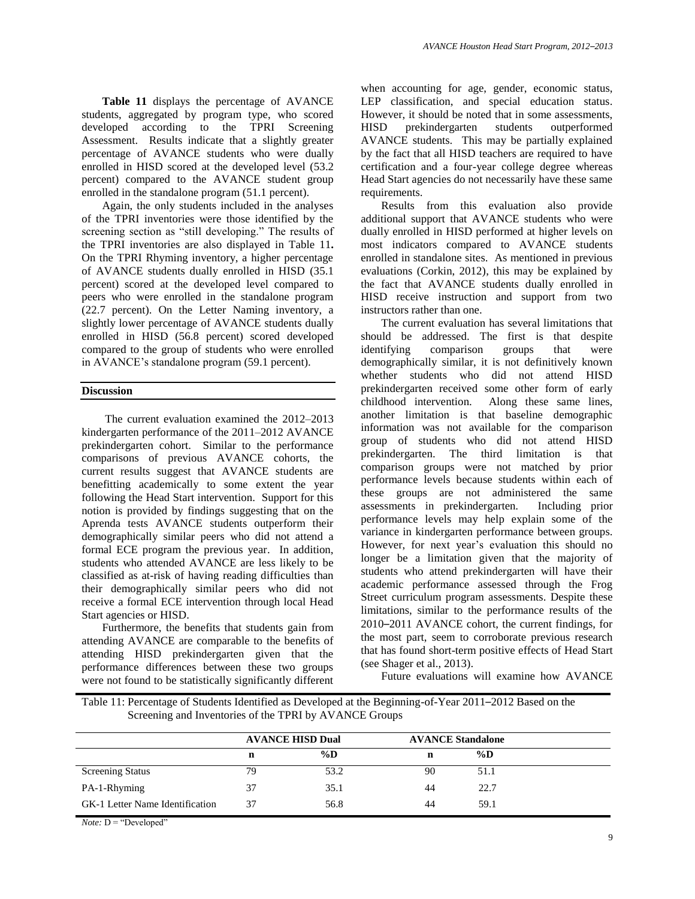**Table 11** displays the percentage of AVANCE students, aggregated by program type, who scored developed according to the TPRI Screening Assessment. Results indicate that a slightly greater percentage of AVANCE students who were dually enrolled in HISD scored at the developed level (53.2 percent) compared to the AVANCE student group enrolled in the standalone program (51.1 percent).

Again, the only students included in the analyses of the TPRI inventories were those identified by the screening section as "still developing." The results of the TPRI inventories are also displayed in Table 11**.** On the TPRI Rhyming inventory, a higher percentage of AVANCE students dually enrolled in HISD (35.1 percent) scored at the developed level compared to peers who were enrolled in the standalone program (22.7 percent). On the Letter Naming inventory, a slightly lower percentage of AVANCE students dually enrolled in HISD (56.8 percent) scored developed compared to the group of students who were enrolled in AVANCE's standalone program (59.1 percent).

## Discussion

The current evaluation examined the 2012–2013 kindergarten performance of the 2011–2012 AVANCE prekindergarten cohort. Similar to the performance comparisons of previous AVANCE cohorts, the current results suggest that AVANCE students are benefitting academically to some extent the year following the Head Start intervention. Support for this notion is provided by findings suggesting that on the Aprenda tests AVANCE students outperform their demographically similar peers who did not attend a formal ECE program the previous year. In addition, students who attended AVANCE are less likely to be classified as at-risk of having reading difficulties than their demographically similar peers who did not receive a formal ECE intervention through local Head Start agencies or HISD.

Furthermore, the benefits that students gain from attending AVANCE are comparable to the benefits of attending HISD prekindergarten given that the performance differences between these two groups were not found to be statistically significantly different when accounting for age, gender, economic status, LEP classification, and special education status. However, it should be noted that in some assessments, HISD prekindergarten students outperformed AVANCE students. This may be partially explained by the fact that all HISD teachers are required to have certification and a four-year college degree whereas Head Start agencies do not necessarily have these same requirements.

Results from this evaluation also provide additional support that AVANCE students who were dually enrolled in HISD performed at higher levels on most indicators compared to AVANCE students enrolled in standalone sites. As mentioned in previous evaluations (Corkin, 2012), this may be explained by the fact that AVANCE students dually enrolled in HISD receive instruction and support from two instructors rather than one.

The current evaluation has several limitations that should be addressed. The first is that despite identifying comparison groups that were demographically similar, it is not definitively known whether students who did not attend HISD prekindergarten received some other form of early childhood intervention. Along these same lines, another limitation is that baseline demographic information was not available for the comparison group of students who did not attend HISD prekindergarten. The third limitation is that comparison groups were not matched by prior performance levels because students within each of these groups are not administered the same assessments in prekindergarten. Including prior performance levels may help explain some of the variance in kindergarten performance between groups. However, for next year's evaluation this should no longer be a limitation given that the majority of students who attend prekindergarten will have their academic performance assessed through the Frog Street curriculum program assessments. Despite these limitations, similar to the performance results of the 2010–2011 AVANCE cohort, the current findings, for the most part, seem to corroborate previous research that has found short-term positive effects of Head Start (see Shager et al., 2013).

Future evaluations will examine how AVANCE

Table 11: Percentage of Students Identified as Developed at the Beginning-of-Year 2011–2012 Based on the Screening and Inventories of the TPRI by AVANCE Groups

| | AVANCE HISD Dual | | AVANCE Standalone | |
|---|---|---|---|---|
| | n | %D | n | %D |
| Screening Status | 79 | 53.2 | 90 | 51.1 |
| PA-1-Rhyming | 37 | 35.1 | 44 | 22.7 |
| GK-1 Letter Name Identification | 37 | 56.8 | 44 | 59.1 |

*Note:* D = "Developed"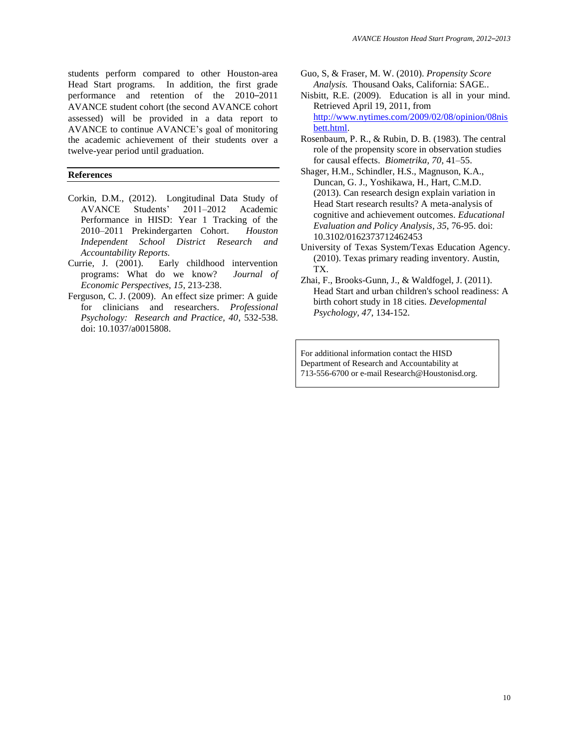students perform compared to other Houston-area Head Start programs. In addition, the first grade performance and retention of the 2010–2011 AVANCE student cohort (the second AVANCE cohort assessed) will be provided in a data report to AVANCE to continue AVANCE's goal of monitoring the academic achievement of their students over a twelve-year period until graduation.

## References

Corkin, D.M., (2012). Longitudinal Data Study of AVANCE Students' 2011–2012 Academic Performance in HISD: Year 1 Tracking of the 2010–2011 Prekindergarten Cohort. *Houston Independent School District Research and Accountability Reports.*

Currie, J. (2001). Early childhood intervention programs: What do we know? *Journal of Economic Perspectives, 15*, 213-238.

Ferguson, C. J. (2009). An effect size primer: A guide for clinicians and researchers. *Professional Psychology: Research and Practice, 40*, 532-538. doi: 10.1037/a0015808.

Guo, S, & Fraser, M. W. (2010). *Propensity Score Analysis.* Thousand Oaks, California: SAGE..

Nisbitt, R.E. (2009). Education is all in your mind. Retrieved April 19, 2011, from http://www.nytimes.com/2009/02/08/opinion/08nisbett.html.

Rosenbaum, P. R., & Rubin, D. B. (1983). The central role of the propensity score in observation studies for causal effects. *Biometrika, 70*, 41–55.

Shager, H.M., Schindler, H.S., Magnuson, K.A., Duncan, G. J., Yoshikawa, H., Hart, C.M.D. (2013). Can research design explain variation in Head Start research results? A meta-analysis of cognitive and achievement outcomes. *Educational Evaluation and Policy Analysis*, *35*, 76-95. doi: 10.3102/0162373712462453

University of Texas System/Texas Education Agency. (2010). Texas primary reading inventory. Austin, TX.

Zhai, F., Brooks-Gunn, J., & Waldfogel, J. (2011). Head Start and urban children's school readiness: A birth cohort study in 18 cities. *Developmental Psychology, 47*, 134-152.

For additional information contact the HISD Department of Research and Accountability at 713-556-6700 or e-mail Research@Houstonisd.org.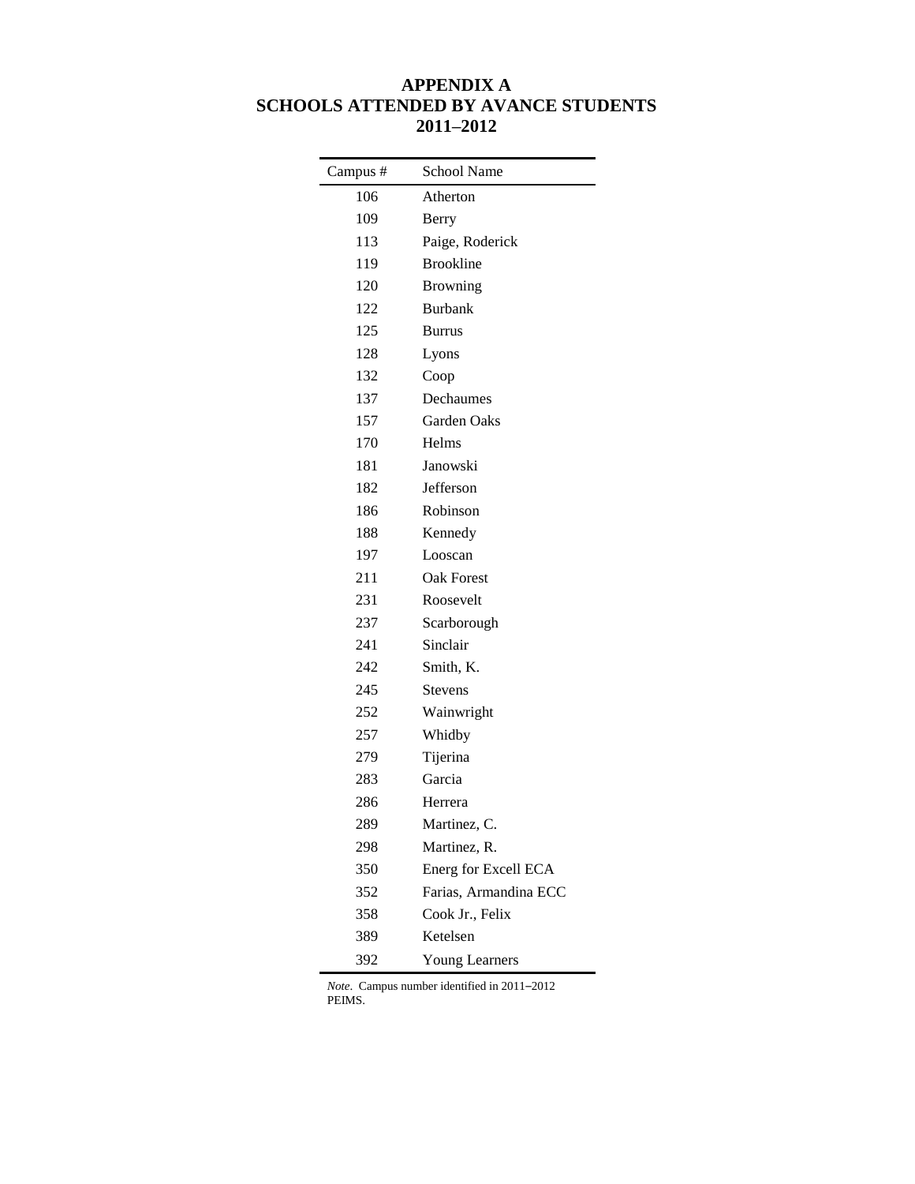# APPENDIX A
## SCHOOLS ATTENDED BY AVANCE STUDENTS
## 2011–2012

| Campus # | School Name |
| --- | --- |
| 106 | Atherton |
| 109 | Berry |
| 113 | Paige, Roderick |
| 119 | Brookline |
| 120 | Browning |
| 122 | Burbank |
| 125 | Burrus |
| 128 | Lyons |
| 132 | Coop |
| 137 | Dechaumes |
| 157 | Garden Oaks |
| 170 | Helms |
| 181 | Janowski |
| 182 | Jefferson |
| 186 | Robinson |
| 188 | Kennedy |
| 197 | Looscan |
| 211 | Oak Forest |
| 231 | Roosevelt |
| 237 | Scarborough |
| 241 | Sinclair |
| 242 | Smith, K. |
| 245 | Stevens |
| 252 | Wainwright |
| 257 | Whidby |
| 279 | Tijerina |
| 283 | Garcia |
| 286 | Herrera |
| 289 | Martinez, C. |
| 298 | Martinez, R. |
| 350 | Energ for Excell ECA |
| 352 | Farias, Armandina ECC |
| 358 | Cook Jr., Felix |
| 389 | Ketelsen |
| 392 | Young Learners |

*Note*. Campus number identified in 2011–2012 PEIMS.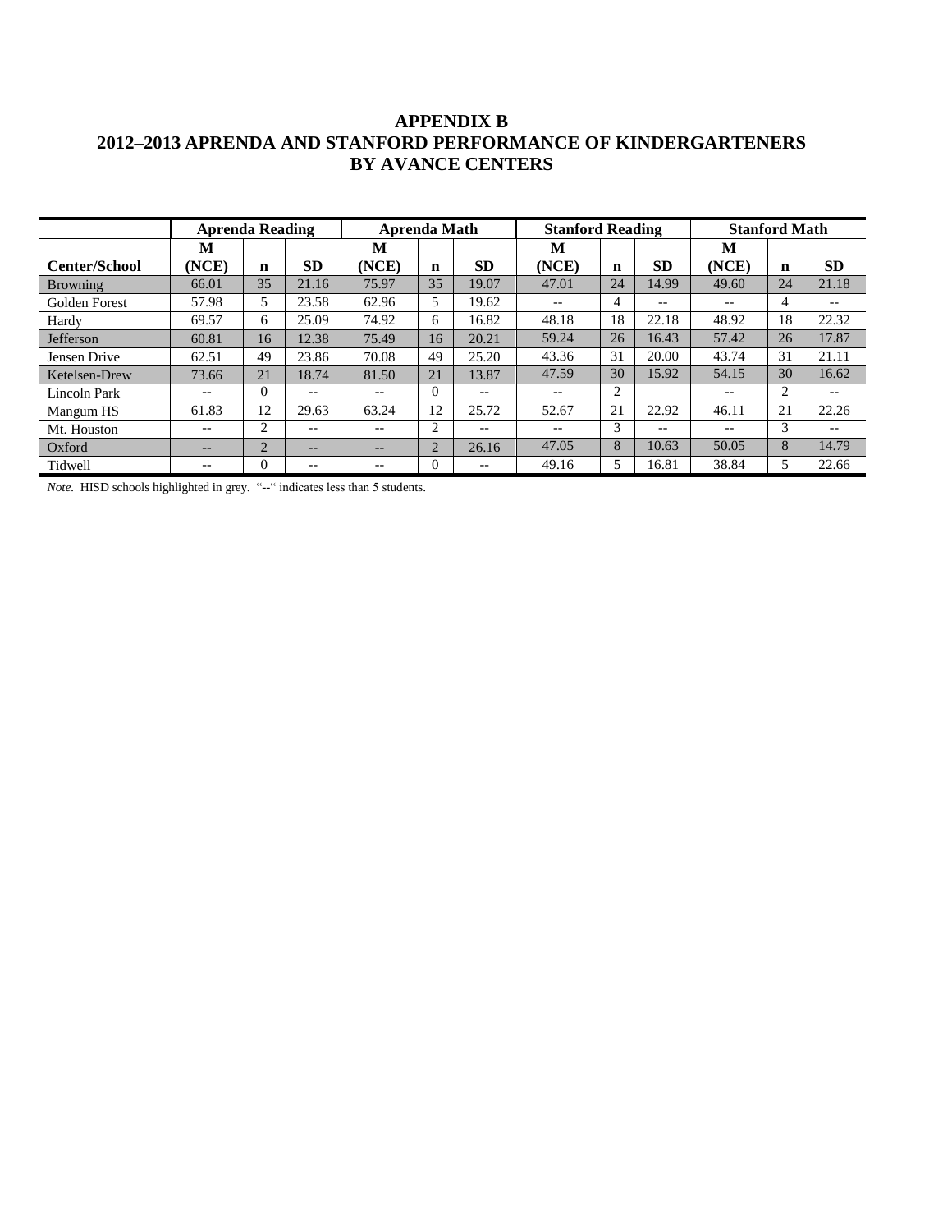# APPENDIX B
# 2012–2013 APRENDA AND STANFORD PERFORMANCE OF KINDERGARTENERS BY AVANCE CENTERS

| | Aprenda Reading | | | Aprenda Math | | | Stanford Reading | | | Stanford Math | | |
|---|---|---|---|---|---|---|---|---|---|---|---|---|
| Center/School | M (NCE) | n | SD | M (NCE) | n | SD | M (NCE) | n | SD | M (NCE) | n | SD |
| Browning | 66.01 | 35 | 21.16 | 75.97 | 35 | 19.07 | 47.01 | 24 | 14.99 | 49.60 | 24 | 21.18 |
| Golden Forest | 57.98 | 5 | 23.58 | 62.96 | 5 | 19.62 | -- | 4 | -- | -- | 4 | -- |
| Hardy | 69.57 | 6 | 25.09 | 74.92 | 6 | 16.82 | 48.18 | 18 | 22.18 | 48.92 | 18 | 22.32 |
| Jefferson | 60.81 | 16 | 12.38 | 75.49 | 16 | 20.21 | 59.24 | 26 | 16.43 | 57.42 | 26 | 17.87 |
| Jensen Drive | 62.51 | 49 | 23.86 | 70.08 | 49 | 25.20 | 43.36 | 31 | 20.00 | 43.74 | 31 | 21.11 |
| Ketelsen-Drew | 73.66 | 21 | 18.74 | 81.50 | 21 | 13.87 | 47.59 | 30 | 15.92 | 54.15 | 30 | 16.62 |
| Lincoln Park | -- | 0 | -- | -- | 0 | -- | -- | 2 | | -- | 2 | -- |
| Mangum HS | 61.83 | 12 | 29.63 | 63.24 | 12 | 25.72 | 52.67 | 21 | 22.92 | 46.11 | 21 | 22.26 |
| Mt. Houston | -- | 2 | -- | -- | 2 | -- | -- | 3 | -- | -- | 3 | -- |
| Oxford | -- | 2 | -- | -- | 2 | 26.16 | 47.05 | 8 | 10.63 | 50.05 | 8 | 14.79 |
| Tidwell | -- | 0 | -- | -- | 0 | -- | 49.16 | 5 | 16.81 | 38.84 | 5 | 22.66 |

*Note.* HISD schools highlighted in grey. "--" indicates less than 5 students.